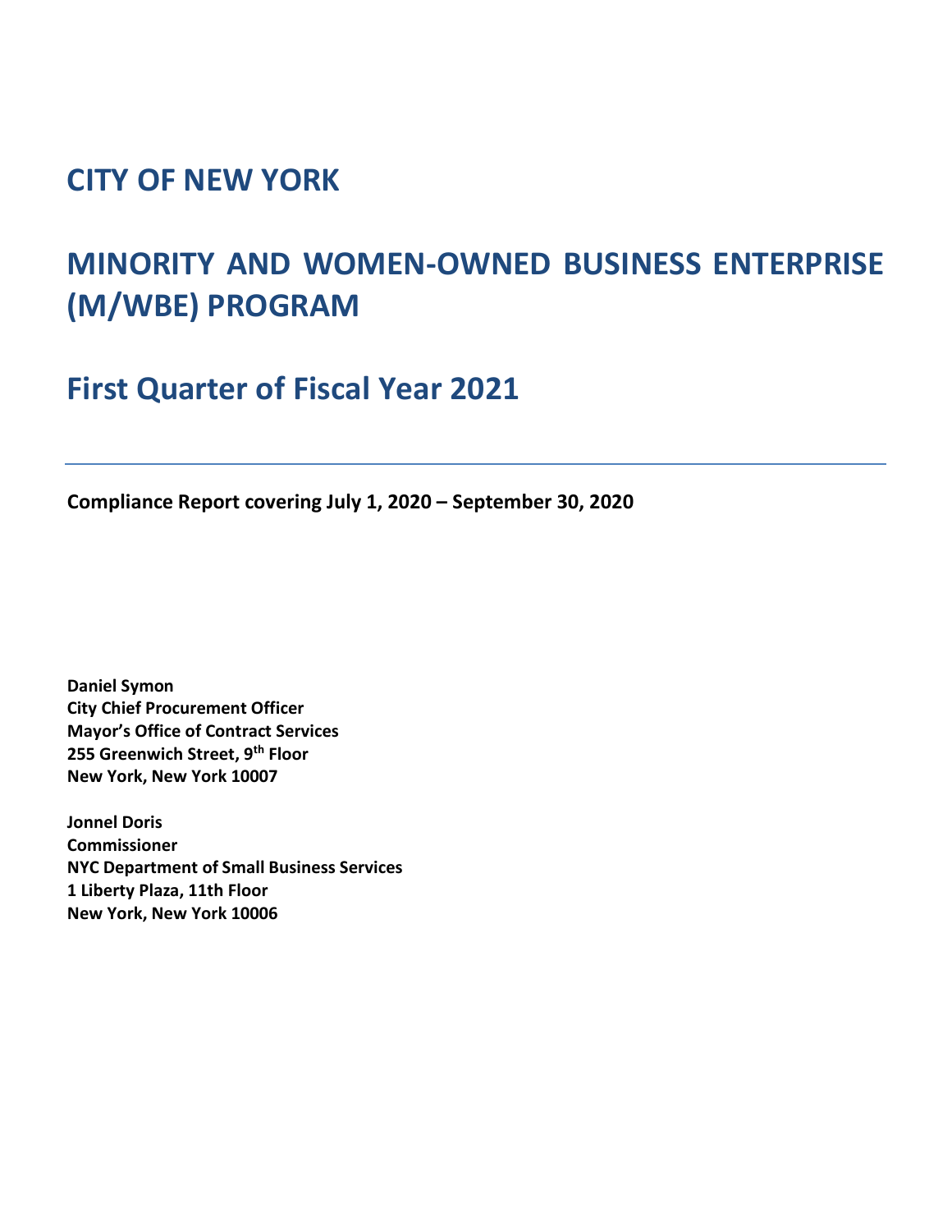# CITY OF NEW YORK

# MINORITY AND WOMEN-OWNED BUSINESS ENTERPRISE (M/WBE) PROGRAM

## First Quarter of Fiscal Year 2021

---

**Compliance Report covering July 1, 2020 – September 30, 2020**

**Daniel Symon**
**City Chief Procurement Officer**
**Mayor's Office of Contract Services**
**255 Greenwich Street, 9th Floor**
**New York, New York 10007**

**Jonnel Doris**
**Commissioner**
**NYC Department of Small Business Services**
**1 Liberty Plaza, 11th Floor**
**New York, New York 10006**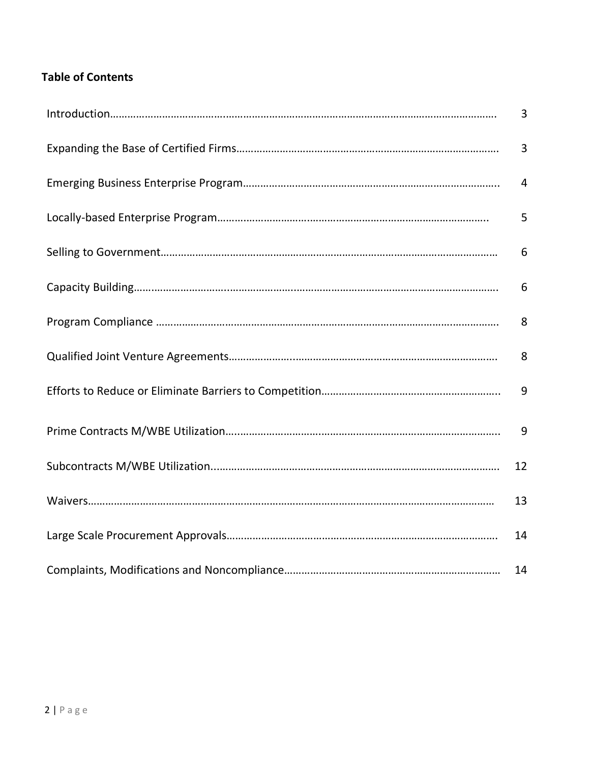**Table of Contents**

| | |
|---|---|
| Introduction | 3 |
| Expanding the Base of Certified Firms | 3 |
| Emerging Business Enterprise Program | 4 |
| Locally-based Enterprise Program | 5 |
| Selling to Government | 6 |
| Capacity Building | 6 |
| Program Compliance | 8 |
| Qualified Joint Venture Agreements | 8 |
| Efforts to Reduce or Eliminate Barriers to Competition | 9 |
| Prime Contracts M/WBE Utilization | 9 |
| Subcontracts M/WBE Utilization | 12 |
| Waivers | 13 |
| Large Scale Procurement Approvals | 14 |
| Complaints, Modifications and Noncompliance | 14 |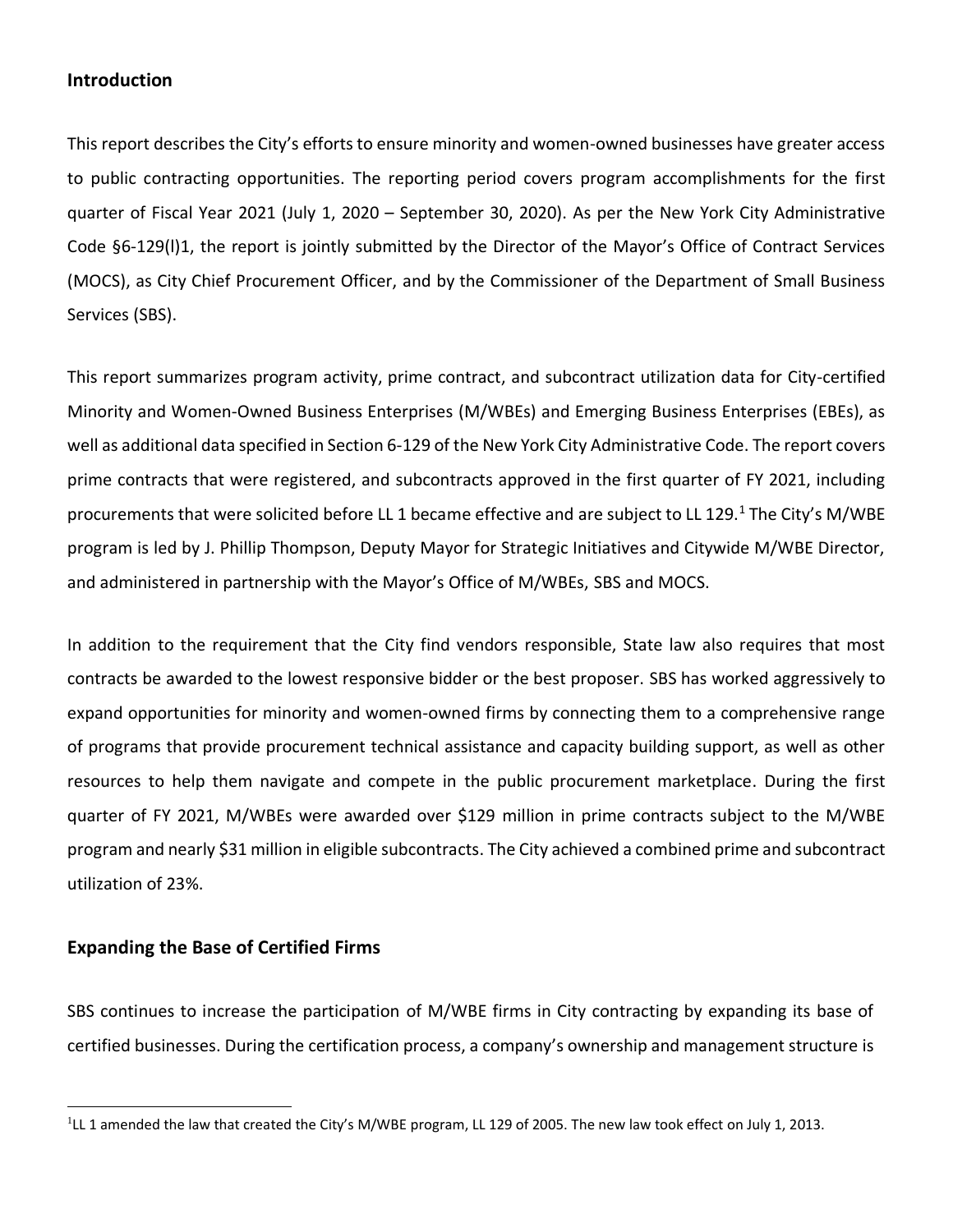## Introduction

This report describes the City's efforts to ensure minority and women-owned businesses have greater access to public contracting opportunities. The reporting period covers program accomplishments for the first quarter of Fiscal Year 2021 (July 1, 2020 – September 30, 2020). As per the New York City Administrative Code §6-129(l)1, the report is jointly submitted by the Director of the Mayor's Office of Contract Services (MOCS), as City Chief Procurement Officer, and by the Commissioner of the Department of Small Business Services (SBS).

This report summarizes program activity, prime contract, and subcontract utilization data for City-certified Minority and Women-Owned Business Enterprises (M/WBEs) and Emerging Business Enterprises (EBEs), as well as additional data specified in Section 6-129 of the New York City Administrative Code. The report covers prime contracts that were registered, and subcontracts approved in the first quarter of FY 2021, including procurements that were solicited before LL 1 became effective and are subject to LL 129.[1] The City's M/WBE program is led by J. Phillip Thompson, Deputy Mayor for Strategic Initiatives and Citywide M/WBE Director, and administered in partnership with the Mayor's Office of M/WBEs, SBS and MOCS.

In addition to the requirement that the City find vendors responsible, State law also requires that most contracts be awarded to the lowest responsive bidder or the best proposer. SBS has worked aggressively to expand opportunities for minority and women-owned firms by connecting them to a comprehensive range of programs that provide procurement technical assistance and capacity building support, as well as other resources to help them navigate and compete in the public procurement marketplace. During the first quarter of FY 2021, M/WBEs were awarded over $129 million in prime contracts subject to the M/WBE program and nearly $31 million in eligible subcontracts. The City achieved a combined prime and subcontract utilization of 23%.

## Expanding the Base of Certified Firms

SBS continues to increase the participation of M/WBE firms in City contracting by expanding its base of certified businesses. During the certification process, a company's ownership and management structure is

---

[1] LL 1 amended the law that created the City's M/WBE program, LL 129 of 2005. The new law took effect on July 1, 2013.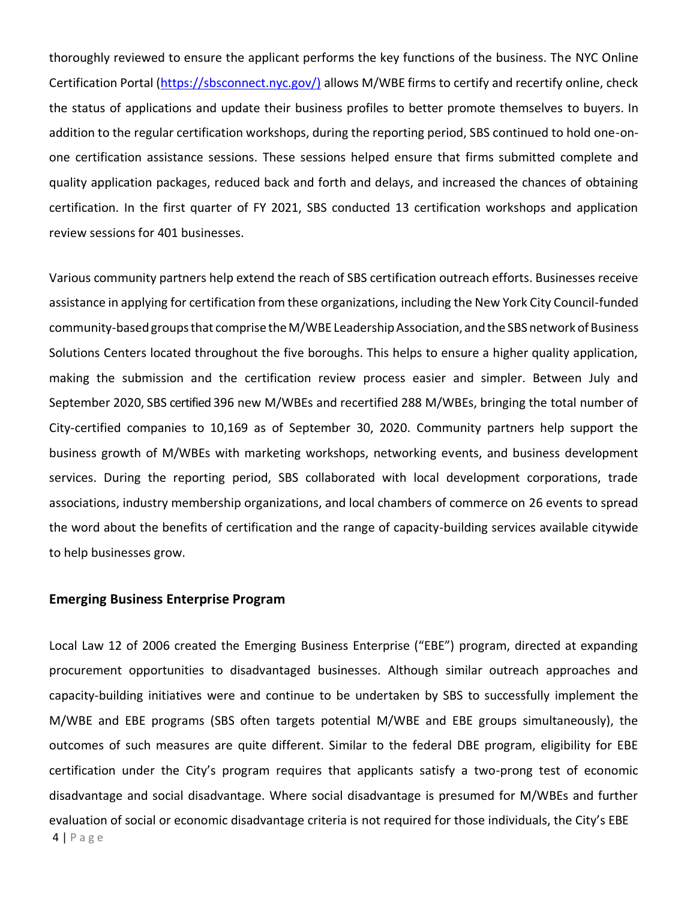thoroughly reviewed to ensure the applicant performs the key functions of the business. The NYC Online Certification Portal (https://sbsconnect.nyc.gov/) allows M/WBE firms to certify and recertify online, check the status of applications and update their business profiles to better promote themselves to buyers. In addition to the regular certification workshops, during the reporting period, SBS continued to hold one-on-one certification assistance sessions. These sessions helped ensure that firms submitted complete and quality application packages, reduced back and forth and delays, and increased the chances of obtaining certification. In the first quarter of FY 2021, SBS conducted 13 certification workshops and application review sessions for 401 businesses.

Various community partners help extend the reach of SBS certification outreach efforts. Businesses receive assistance in applying for certification from these organizations, including the New York City Council-funded community-based groups that comprise the M/WBE Leadership Association, and the SBS network of Business Solutions Centers located throughout the five boroughs. This helps to ensure a higher quality application, making the submission and the certification review process easier and simpler. Between July and September 2020, SBS certified 396 new M/WBEs and recertified 288 M/WBEs, bringing the total number of City-certified companies to 10,169 as of September 30, 2020. Community partners help support the business growth of M/WBEs with marketing workshops, networking events, and business development services. During the reporting period, SBS collaborated with local development corporations, trade associations, industry membership organizations, and local chambers of commerce on 26 events to spread the word about the benefits of certification and the range of capacity-building services available citywide to help businesses grow.

### Emerging Business Enterprise Program

Local Law 12 of 2006 created the Emerging Business Enterprise ("EBE") program, directed at expanding procurement opportunities to disadvantaged businesses. Although similar outreach approaches and capacity-building initiatives were and continue to be undertaken by SBS to successfully implement the M/WBE and EBE programs (SBS often targets potential M/WBE and EBE groups simultaneously), the outcomes of such measures are quite different. Similar to the federal DBE program, eligibility for EBE certification under the City's program requires that applicants satisfy a two-prong test of economic disadvantage and social disadvantage. Where social disadvantage is presumed for M/WBEs and further evaluation of social or economic disadvantage criteria is not required for those individuals, the City's EBE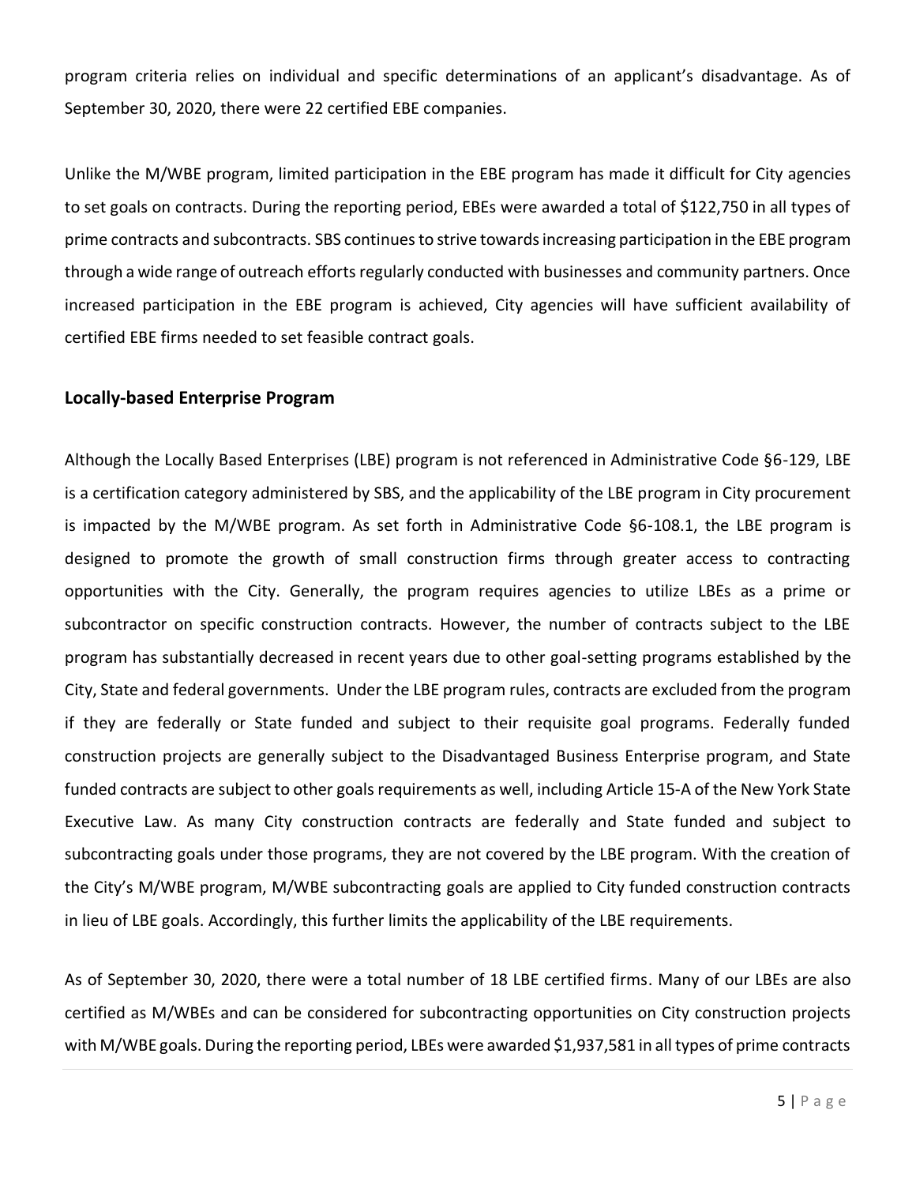program criteria relies on individual and specific determinations of an applicant's disadvantage. As of September 30, 2020, there were 22 certified EBE companies.

Unlike the M/WBE program, limited participation in the EBE program has made it difficult for City agencies to set goals on contracts. During the reporting period, EBEs were awarded a total of $122,750 in all types of prime contracts and subcontracts. SBS continues to strive towards increasing participation in the EBE program through a wide range of outreach efforts regularly conducted with businesses and community partners. Once increased participation in the EBE program is achieved, City agencies will have sufficient availability of certified EBE firms needed to set feasible contract goals.

### Locally-based Enterprise Program

Although the Locally Based Enterprises (LBE) program is not referenced in Administrative Code §6-129, LBE is a certification category administered by SBS, and the applicability of the LBE program in City procurement is impacted by the M/WBE program. As set forth in Administrative Code §6-108.1, the LBE program is designed to promote the growth of small construction firms through greater access to contracting opportunities with the City. Generally, the program requires agencies to utilize LBEs as a prime or subcontractor on specific construction contracts. However, the number of contracts subject to the LBE program has substantially decreased in recent years due to other goal-setting programs established by the City, State and federal governments. Under the LBE program rules, contracts are excluded from the program if they are federally or State funded and subject to their requisite goal programs. Federally funded construction projects are generally subject to the Disadvantaged Business Enterprise program, and State funded contracts are subject to other goals requirements as well, including Article 15-A of the New York State Executive Law. As many City construction contracts are federally and State funded and subject to subcontracting goals under those programs, they are not covered by the LBE program. With the creation of the City's M/WBE program, M/WBE subcontracting goals are applied to City funded construction contracts in lieu of LBE goals. Accordingly, this further limits the applicability of the LBE requirements.

As of September 30, 2020, there were a total number of 18 LBE certified firms. Many of our LBEs are also certified as M/WBEs and can be considered for subcontracting opportunities on City construction projects with M/WBE goals. During the reporting period, LBEs were awarded $1,937,581 in all types of prime contracts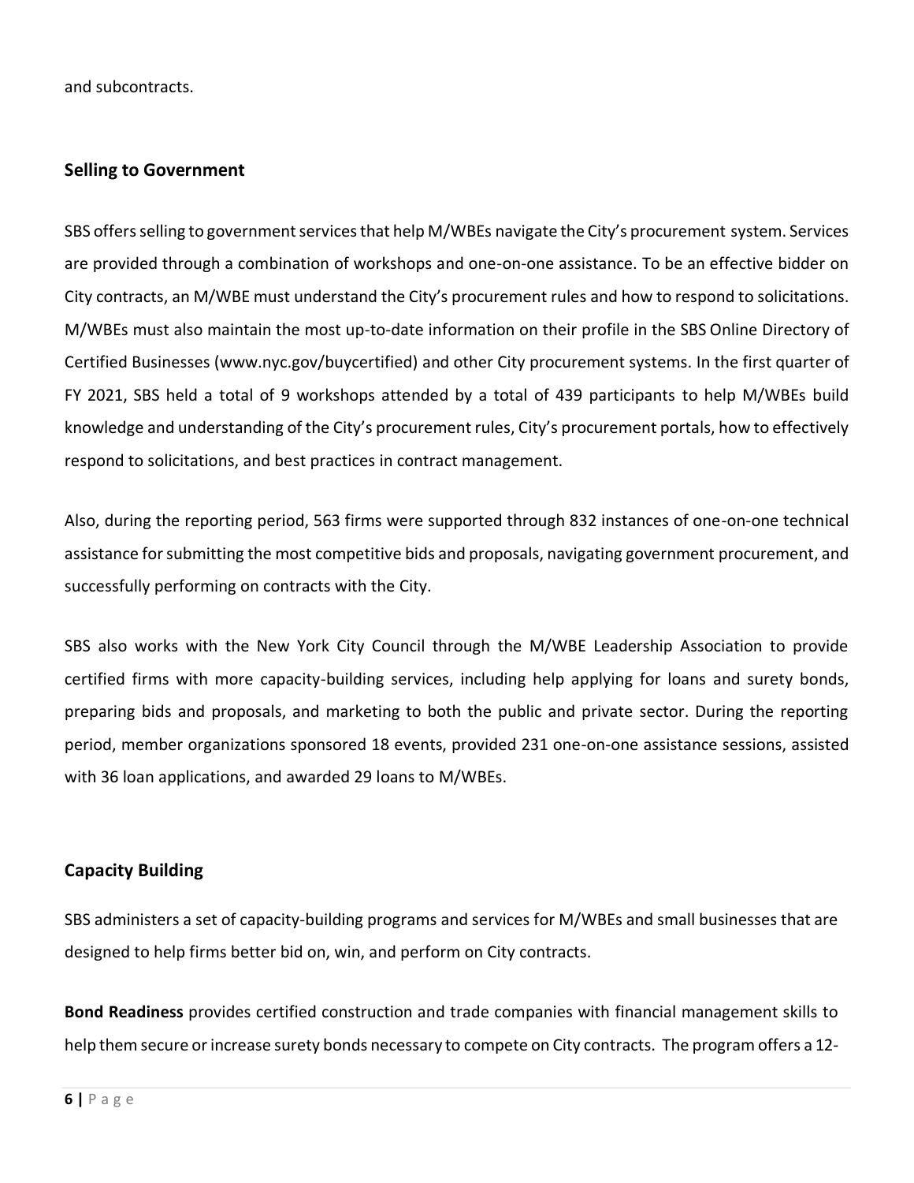and subcontracts.

## Selling to Government

SBS offers selling to government services that help M/WBEs navigate the City's procurement system. Services are provided through a combination of workshops and one-on-one assistance. To be an effective bidder on City contracts, an M/WBE must understand the City's procurement rules and how to respond to solicitations. M/WBEs must also maintain the most up-to-date information on their profile in the SBS Online Directory of Certified Businesses (www.nyc.gov/buycertified) and other City procurement systems. In the first quarter of FY 2021, SBS held a total of 9 workshops attended by a total of 439 participants to help M/WBEs build knowledge and understanding of the City's procurement rules, City's procurement portals, how to effectively respond to solicitations, and best practices in contract management.

Also, during the reporting period, 563 firms were supported through 832 instances of one-on-one technical assistance for submitting the most competitive bids and proposals, navigating government procurement, and successfully performing on contracts with the City.

SBS also works with the New York City Council through the M/WBE Leadership Association to provide certified firms with more capacity-building services, including help applying for loans and surety bonds, preparing bids and proposals, and marketing to both the public and private sector. During the reporting period, member organizations sponsored 18 events, provided 231 one-on-one assistance sessions, assisted with 36 loan applications, and awarded 29 loans to M/WBEs.

## Capacity Building

SBS administers a set of capacity-building programs and services for M/WBEs and small businesses that are designed to help firms better bid on, win, and perform on City contracts.

**Bond Readiness** provides certified construction and trade companies with financial management skills to help them secure or increase surety bonds necessary to compete on City contracts. The program offers a 12-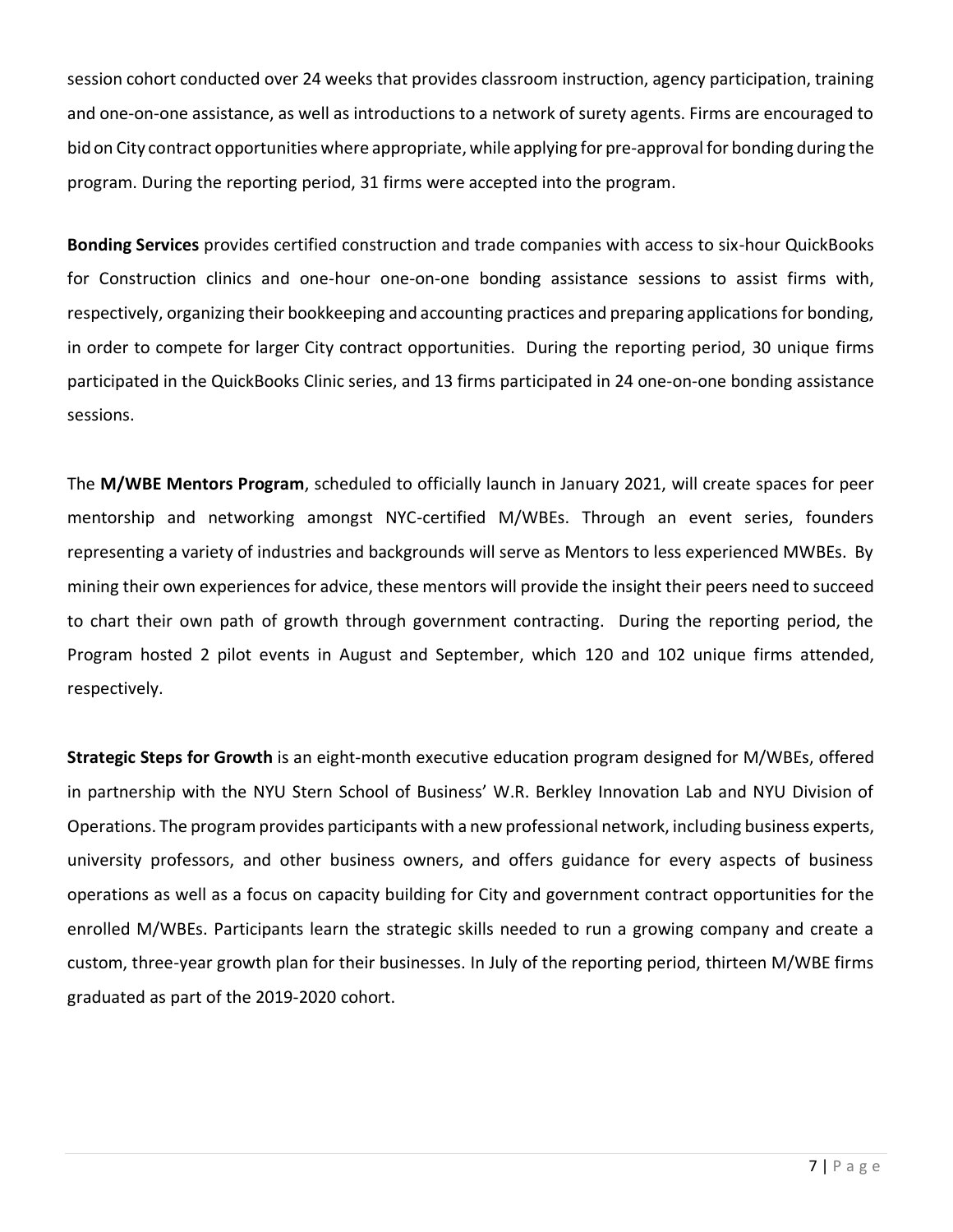session cohort conducted over 24 weeks that provides classroom instruction, agency participation, training and one-on-one assistance, as well as introductions to a network of surety agents. Firms are encouraged to bid on City contract opportunities where appropriate, while applying for pre-approval for bonding during the program. During the reporting period, 31 firms were accepted into the program.

**Bonding Services** provides certified construction and trade companies with access to six-hour QuickBooks for Construction clinics and one-hour one-on-one bonding assistance sessions to assist firms with, respectively, organizing their bookkeeping and accounting practices and preparing applications for bonding, in order to compete for larger City contract opportunities. During the reporting period, 30 unique firms participated in the QuickBooks Clinic series, and 13 firms participated in 24 one-on-one bonding assistance sessions.

The **M/WBE Mentors Program**, scheduled to officially launch in January 2021, will create spaces for peer mentorship and networking amongst NYC-certified M/WBEs. Through an event series, founders representing a variety of industries and backgrounds will serve as Mentors to less experienced MWBEs. By mining their own experiences for advice, these mentors will provide the insight their peers need to succeed to chart their own path of growth through government contracting. During the reporting period, the Program hosted 2 pilot events in August and September, which 120 and 102 unique firms attended, respectively.

**Strategic Steps for Growth** is an eight-month executive education program designed for M/WBEs, offered in partnership with the NYU Stern School of Business' W.R. Berkley Innovation Lab and NYU Division of Operations. The program provides participants with a new professional network, including business experts, university professors, and other business owners, and offers guidance for every aspects of business operations as well as a focus on capacity building for City and government contract opportunities for the enrolled M/WBEs. Participants learn the strategic skills needed to run a growing company and create a custom, three-year growth plan for their businesses. In July of the reporting period, thirteen M/WBE firms graduated as part of the 2019-2020 cohort.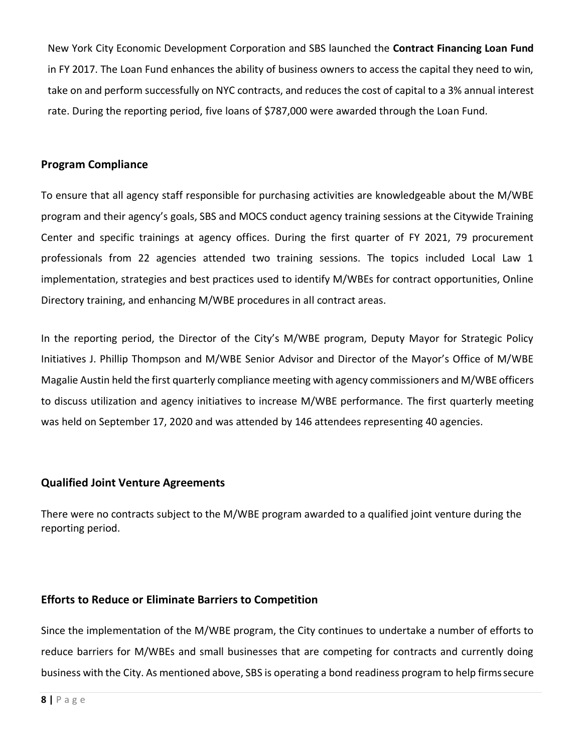New York City Economic Development Corporation and SBS launched the **Contract Financing Loan Fund** in FY 2017. The Loan Fund enhances the ability of business owners to access the capital they need to win, take on and perform successfully on NYC contracts, and reduces the cost of capital to a 3% annual interest rate. During the reporting period, five loans of $787,000 were awarded through the Loan Fund.

## Program Compliance

To ensure that all agency staff responsible for purchasing activities are knowledgeable about the M/WBE program and their agency's goals, SBS and MOCS conduct agency training sessions at the Citywide Training Center and specific trainings at agency offices. During the first quarter of FY 2021, 79 procurement professionals from 22 agencies attended two training sessions. The topics included Local Law 1 implementation, strategies and best practices used to identify M/WBEs for contract opportunities, Online Directory training, and enhancing M/WBE procedures in all contract areas.

In the reporting period, the Director of the City's M/WBE program, Deputy Mayor for Strategic Policy Initiatives J. Phillip Thompson and M/WBE Senior Advisor and Director of the Mayor's Office of M/WBE Magalie Austin held the first quarterly compliance meeting with agency commissioners and M/WBE officers to discuss utilization and agency initiatives to increase M/WBE performance. The first quarterly meeting was held on September 17, 2020 and was attended by 146 attendees representing 40 agencies.

## Qualified Joint Venture Agreements

There were no contracts subject to the M/WBE program awarded to a qualified joint venture during the reporting period.

## Efforts to Reduce or Eliminate Barriers to Competition

Since the implementation of the M/WBE program, the City continues to undertake a number of efforts to reduce barriers for M/WBEs and small businesses that are competing for contracts and currently doing business with the City. As mentioned above, SBS is operating a bond readiness program to help firms secure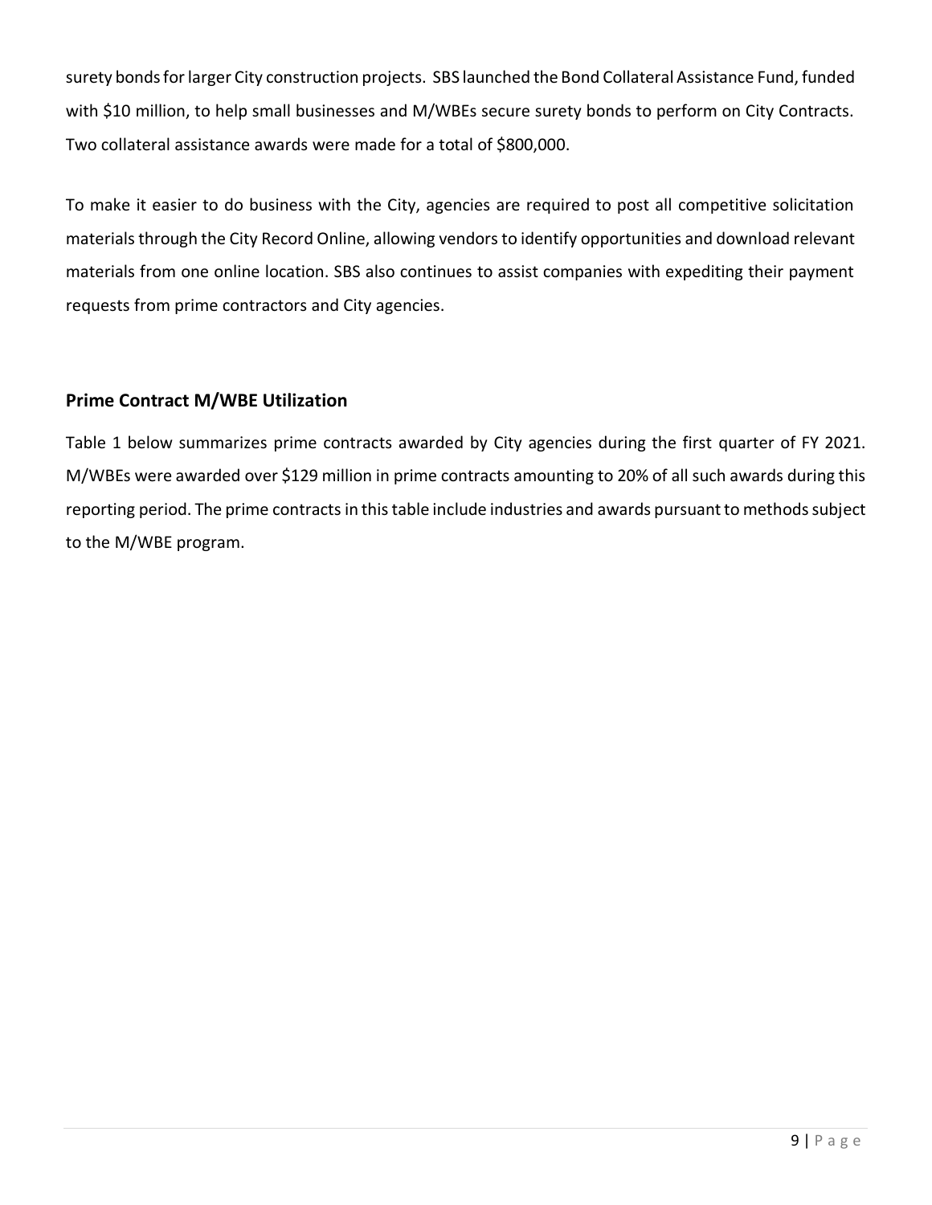surety bonds for larger City construction projects. SBS launched the Bond Collateral Assistance Fund, funded with $10 million, to help small businesses and M/WBEs secure surety bonds to perform on City Contracts. Two collateral assistance awards were made for a total of $800,000.

To make it easier to do business with the City, agencies are required to post all competitive solicitation materials through the City Record Online, allowing vendors to identify opportunities and download relevant materials from one online location. SBS also continues to assist companies with expediting their payment requests from prime contractors and City agencies.

## Prime Contract M/WBE Utilization

Table 1 below summarizes prime contracts awarded by City agencies during the first quarter of FY 2021. M/WBEs were awarded over $129 million in prime contracts amounting to 20% of all such awards during this reporting period. The prime contracts in this table include industries and awards pursuant to methods subject to the M/WBE program.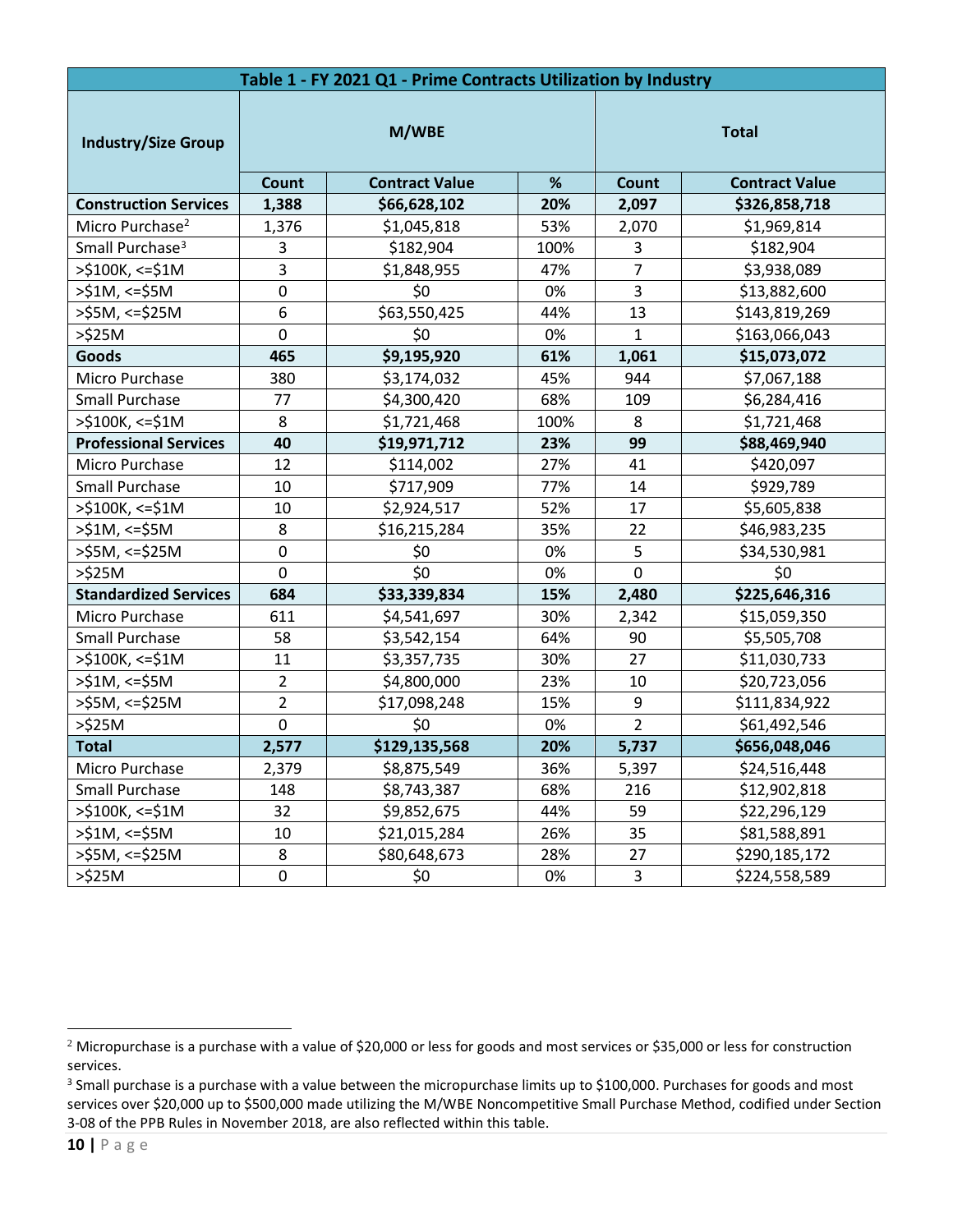| Table 1 - FY 2021 Q1 - Prime Contracts Utilization by Industry | | | | | |
|---|---|---|---|---|---|
| **Industry/Size Group** | **M/WBE** | | | **Total** | |
| | **Count** | **Contract Value** | **%** | **Count** | **Contract Value** |
| **Construction Services** | **1,388** | **$66,628,102** | **20%** | **2,097** | **$326,858,718** |
| Micro Purchase[2] | 1,376 | $1,045,818 | 53% | 2,070 | $1,969,814 |
| Small Purchase[3] | 3 | $182,904 | 100% | 3 | $182,904 |
| >$100K, <=$1M | 3 | $1,848,955 | 47% | 7 | $3,938,089 |
| >$1M, <=$5M | 0 | $0 | 0% | 3 | $13,882,600 |
| >$5M, <=$25M | 6 | $63,550,425 | 44% | 13 | $143,819,269 |
| >$25M | 0 | $0 | 0% | 1 | $163,066,043 |
| **Goods** | **465** | **$9,195,920** | **61%** | **1,061** | **$15,073,072** |
| Micro Purchase | 380 | $3,174,032 | 45% | 944 | $7,067,188 |
| Small Purchase | 77 | $4,300,420 | 68% | 109 | $6,284,416 |
| >$100K, <=$1M | 8 | $1,721,468 | 100% | 8 | $1,721,468 |
| **Professional Services** | **40** | **$19,971,712** | **23%** | **99** | **$88,469,940** |
| Micro Purchase | 12 | $114,002 | 27% | 41 | $420,097 |
| Small Purchase | 10 | $717,909 | 77% | 14 | $929,789 |
| >$100K, <=$1M | 10 | $2,924,517 | 52% | 17 | $5,605,838 |
| >$1M, <=$5M | 8 | $16,215,284 | 35% | 22 | $46,983,235 |
| >$5M, <=$25M | 0 | $0 | 0% | 5 | $34,530,981 |
| >$25M | 0 | $0 | 0% | 0 | $0 |
| **Standardized Services** | **684** | **$33,339,834** | **15%** | **2,480** | **$225,646,316** |
| Micro Purchase | 611 | $4,541,697 | 30% | 2,342 | $15,059,350 |
| Small Purchase | 58 | $3,542,154 | 64% | 90 | $5,505,708 |
| >$100K, <=$1M | 11 | $3,357,735 | 30% | 27 | $11,030,733 |
| >$1M, <=$5M | 2 | $4,800,000 | 23% | 10 | $20,723,056 |
| >$5M, <=$25M | 2 | $17,098,248 | 15% | 9 | $111,834,922 |
| >$25M | 0 | $0 | 0% | 2 | $61,492,546 |
| **Total** | **2,577** | **$129,135,568** | **20%** | **5,737** | **$656,048,046** |
| Micro Purchase | 2,379 | $8,875,549 | 36% | 5,397 | $24,516,448 |
| Small Purchase | 148 | $8,743,387 | 68% | 216 | $12,902,818 |
| >$100K, <=$1M | 32 | $9,852,675 | 44% | 59 | $22,296,129 |
| >$1M, <=$5M | 10 | $21,015,284 | 26% | 35 | $81,588,891 |
| >$5M, <=$25M | 8 | $80,648,673 | 28% | 27 | $290,185,172 |
| >$25M | 0 | $0 | 0% | 3 | $224,558,589 |

[2] Micropurchase is a purchase with a value of $20,000 or less for goods and most services or $35,000 or less for construction services.

[3] Small purchase is a purchase with a value between the micropurchase limits up to $100,000. Purchases for goods and most services over $20,000 up to $500,000 made utilizing the M/WBE Noncompetitive Small Purchase Method, codified under Section 3-08 of the PPB Rules in November 2018, are also reflected within this table.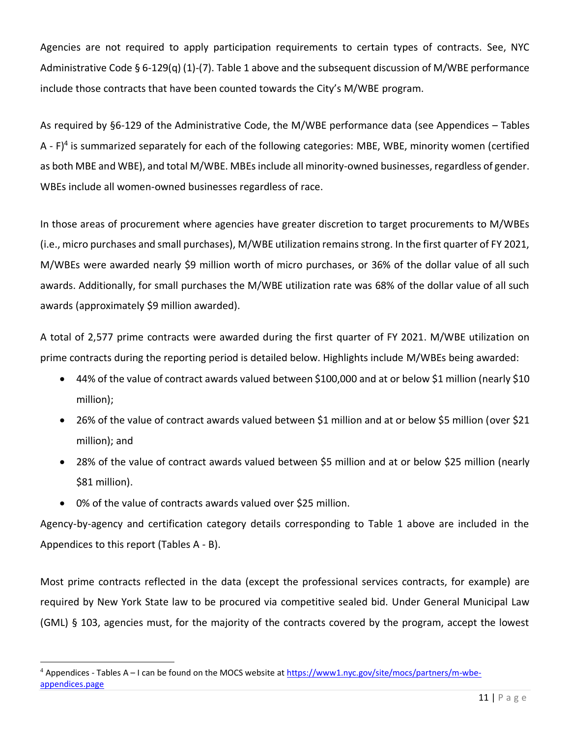Agencies are not required to apply participation requirements to certain types of contracts. See, NYC Administrative Code § 6-129(q) (1)-(7). Table 1 above and the subsequent discussion of M/WBE performance include those contracts that have been counted towards the City's M/WBE program.

As required by §6-129 of the Administrative Code, the M/WBE performance data (see Appendices – Tables A - F)[4] is summarized separately for each of the following categories: MBE, WBE, minority women (certified as both MBE and WBE), and total M/WBE. MBEs include all minority-owned businesses, regardless of gender. WBEs include all women-owned businesses regardless of race.

In those areas of procurement where agencies have greater discretion to target procurements to M/WBEs (i.e., micro purchases and small purchases), M/WBE utilization remains strong. In the first quarter of FY 2021, M/WBEs were awarded nearly $9 million worth of micro purchases, or 36% of the dollar value of all such awards. Additionally, for small purchases the M/WBE utilization rate was 68% of the dollar value of all such awards (approximately $9 million awarded).

A total of 2,577 prime contracts were awarded during the first quarter of FY 2021. M/WBE utilization on prime contracts during the reporting period is detailed below. Highlights include M/WBEs being awarded:

- 44% of the value of contract awards valued between $100,000 and at or below $1 million (nearly $10 million);
- 26% of the value of contract awards valued between $1 million and at or below $5 million (over $21 million); and
- 28% of the value of contract awards valued between $5 million and at or below $25 million (nearly $81 million).
- 0% of the value of contracts awards valued over $25 million.

Agency-by-agency and certification category details corresponding to Table 1 above are included in the Appendices to this report (Tables A - B).

Most prime contracts reflected in the data (except the professional services contracts, for example) are required by New York State law to be procured via competitive sealed bid. Under General Municipal Law (GML) § 103, agencies must, for the majority of the contracts covered by the program, accept the lowest

[4] Appendices - Tables A – I can be found on the MOCS website at https://www1.nyc.gov/site/mocs/partners/m-wbe-appendices.page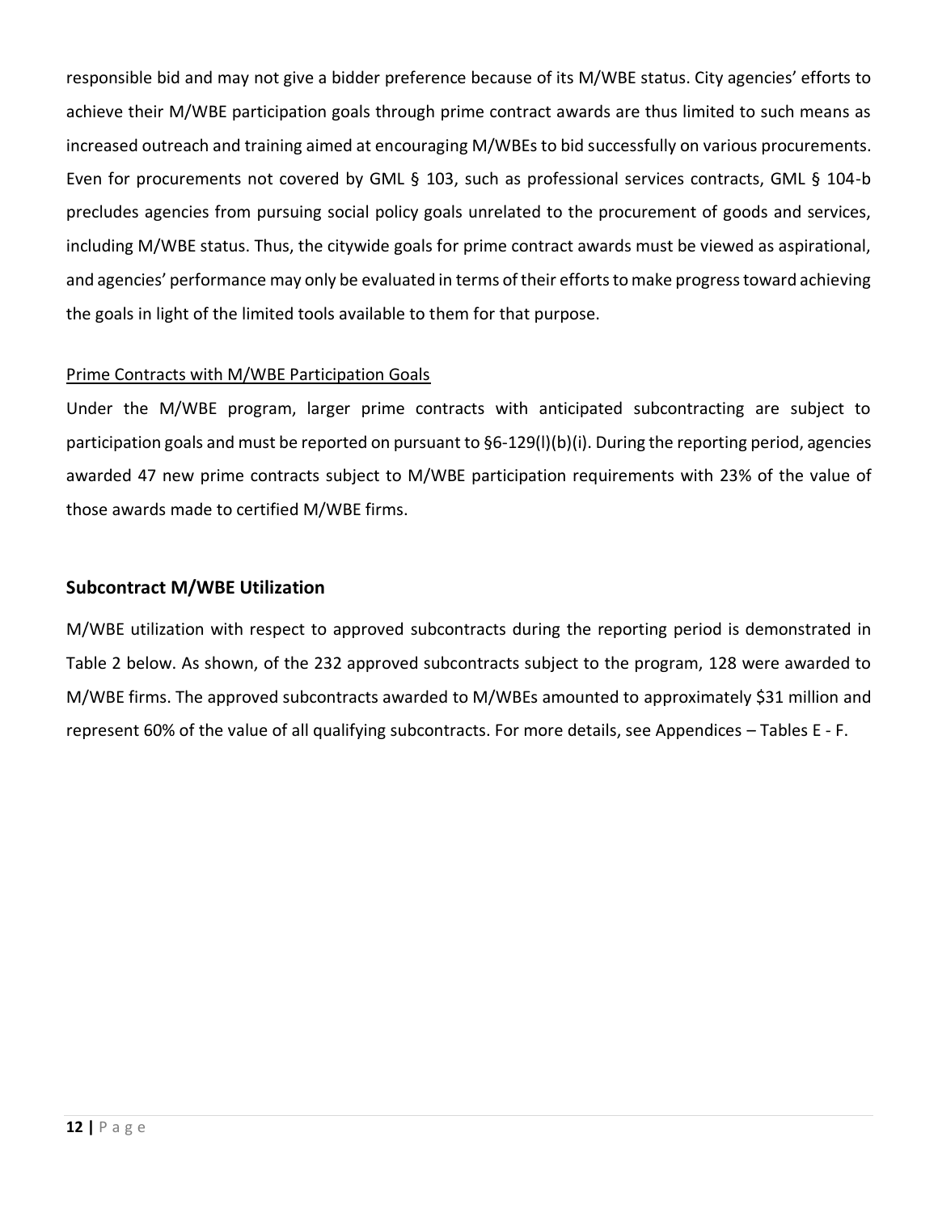responsible bid and may not give a bidder preference because of its M/WBE status. City agencies' efforts to achieve their M/WBE participation goals through prime contract awards are thus limited to such means as increased outreach and training aimed at encouraging M/WBEs to bid successfully on various procurements. Even for procurements not covered by GML § 103, such as professional services contracts, GML § 104-b precludes agencies from pursuing social policy goals unrelated to the procurement of goods and services, including M/WBE status. Thus, the citywide goals for prime contract awards must be viewed as aspirational, and agencies' performance may only be evaluated in terms of their efforts to make progress toward achieving the goals in light of the limited tools available to them for that purpose.

Prime Contracts with M/WBE Participation Goals

Under the M/WBE program, larger prime contracts with anticipated subcontracting are subject to participation goals and must be reported on pursuant to §6-129(l)(b)(i). During the reporting period, agencies awarded 47 new prime contracts subject to M/WBE participation requirements with 23% of the value of those awards made to certified M/WBE firms.

## Subcontract M/WBE Utilization

M/WBE utilization with respect to approved subcontracts during the reporting period is demonstrated in Table 2 below. As shown, of the 232 approved subcontracts subject to the program, 128 were awarded to M/WBE firms. The approved subcontracts awarded to M/WBEs amounted to approximately $31 million and represent 60% of the value of all qualifying subcontracts. For more details, see Appendices – Tables E - F.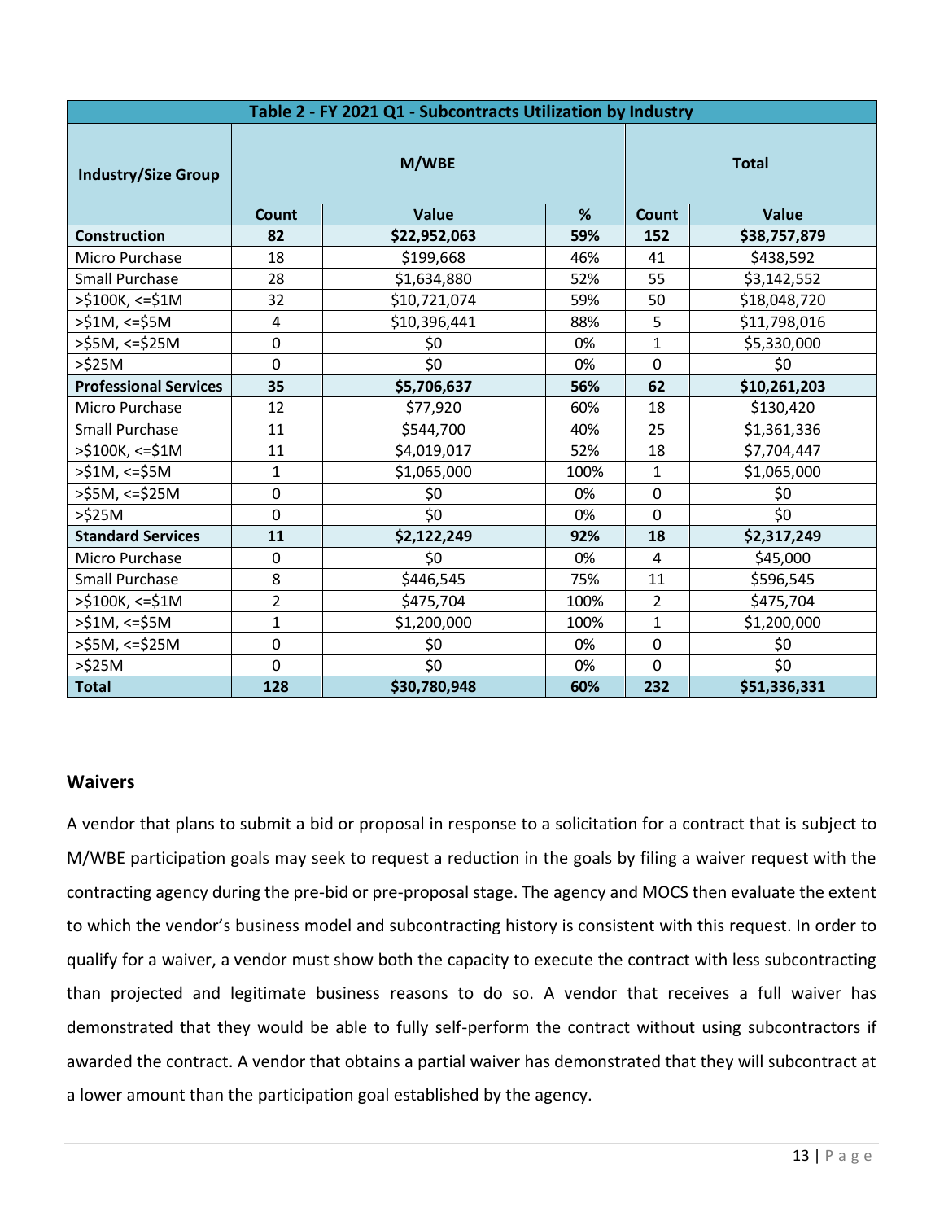| Table 2 - FY 2021 Q1 - Subcontracts Utilization by Industry | | | | | |
|---|---|---|---|---|---|
| Industry/Size Group | M/WBE | | | Total | |
| | Count | Value | % | Count | Value |
| **Construction** | **82** | **$22,952,063** | **59%** | **152** | **$38,757,879** |
| Micro Purchase | 18 | $199,668 | 46% | 41 | $438,592 |
| Small Purchase | 28 | $1,634,880 | 52% | 55 | $3,142,552 |
| >$100K, <=$1M | 32 | $10,721,074 | 59% | 50 | $18,048,720 |
| >$1M, <=$5M | 4 | $10,396,441 | 88% | 5 | $11,798,016 |
| >$5M, <=$25M | 0 | $0 | 0% | 1 | $5,330,000 |
| >$25M | 0 | $0 | 0% | 0 | $0 |
| **Professional Services** | **35** | **$5,706,637** | **56%** | **62** | **$10,261,203** |
| Micro Purchase | 12 | $77,920 | 60% | 18 | $130,420 |
| Small Purchase | 11 | $544,700 | 40% | 25 | $1,361,336 |
| >$100K, <=$1M | 11 | $4,019,017 | 52% | 18 | $7,704,447 |
| >$1M, <=$5M | 1 | $1,065,000 | 100% | 1 | $1,065,000 |
| >$5M, <=$25M | 0 | $0 | 0% | 0 | $0 |
| >$25M | 0 | $0 | 0% | 0 | $0 |
| **Standard Services** | **11** | **$2,122,249** | **92%** | **18** | **$2,317,249** |
| Micro Purchase | 0 | $0 | 0% | 4 | $45,000 |
| Small Purchase | 8 | $446,545 | 75% | 11 | $596,545 |
| >$100K, <=$1M | 2 | $475,704 | 100% | 2 | $475,704 |
| >$1M, <=$5M | 1 | $1,200,000 | 100% | 1 | $1,200,000 |
| >$5M, <=$25M | 0 | $0 | 0% | 0 | $0 |
| >$25M | 0 | $0 | 0% | 0 | $0 |
| **Total** | **128** | **$30,780,948** | **60%** | **232** | **$51,336,331** |

## Waivers

A vendor that plans to submit a bid or proposal in response to a solicitation for a contract that is subject to M/WBE participation goals may seek to request a reduction in the goals by filing a waiver request with the contracting agency during the pre-bid or pre-proposal stage. The agency and MOCS then evaluate the extent to which the vendor's business model and subcontracting history is consistent with this request. In order to qualify for a waiver, a vendor must show both the capacity to execute the contract with less subcontracting than projected and legitimate business reasons to do so. A vendor that receives a full waiver has demonstrated that they would be able to fully self-perform the contract without using subcontractors if awarded the contract. A vendor that obtains a partial waiver has demonstrated that they will subcontract at a lower amount than the participation goal established by the agency.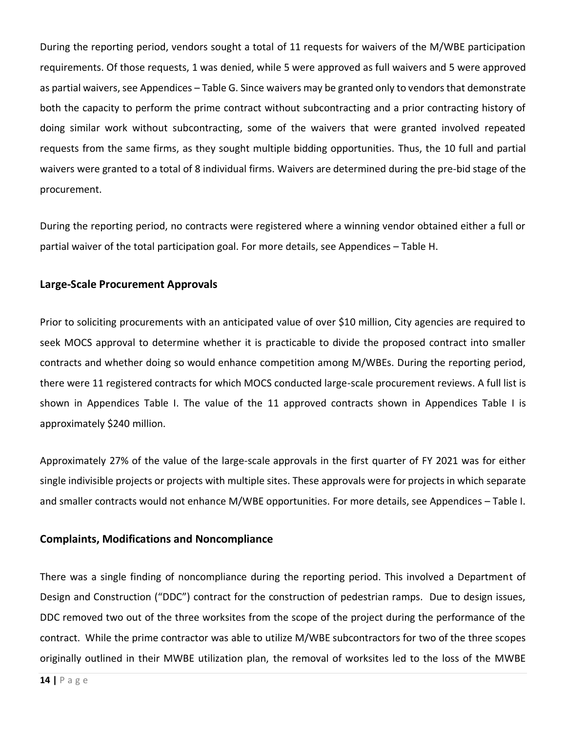During the reporting period, vendors sought a total of 11 requests for waivers of the M/WBE participation requirements. Of those requests, 1 was denied, while 5 were approved as full waivers and 5 were approved as partial waivers, see Appendices – Table G. Since waivers may be granted only to vendors that demonstrate both the capacity to perform the prime contract without subcontracting and a prior contracting history of doing similar work without subcontracting, some of the waivers that were granted involved repeated requests from the same firms, as they sought multiple bidding opportunities. Thus, the 10 full and partial waivers were granted to a total of 8 individual firms. Waivers are determined during the pre-bid stage of the procurement.

During the reporting period, no contracts were registered where a winning vendor obtained either a full or partial waiver of the total participation goal. For more details, see Appendices – Table H.

## Large-Scale Procurement Approvals

Prior to soliciting procurements with an anticipated value of over $10 million, City agencies are required to seek MOCS approval to determine whether it is practicable to divide the proposed contract into smaller contracts and whether doing so would enhance competition among M/WBEs. During the reporting period, there were 11 registered contracts for which MOCS conducted large-scale procurement reviews. A full list is shown in Appendices Table I. The value of the 11 approved contracts shown in Appendices Table I is approximately $240 million.

Approximately 27% of the value of the large-scale approvals in the first quarter of FY 2021 was for either single indivisible projects or projects with multiple sites. These approvals were for projects in which separate and smaller contracts would not enhance M/WBE opportunities. For more details, see Appendices – Table I.

## Complaints, Modifications and Noncompliance

There was a single finding of noncompliance during the reporting period. This involved a Department of Design and Construction ("DDC") contract for the construction of pedestrian ramps. Due to design issues, DDC removed two out of the three worksites from the scope of the project during the performance of the contract. While the prime contractor was able to utilize M/WBE subcontractors for two of the three scopes originally outlined in their MWBE utilization plan, the removal of worksites led to the loss of the MWBE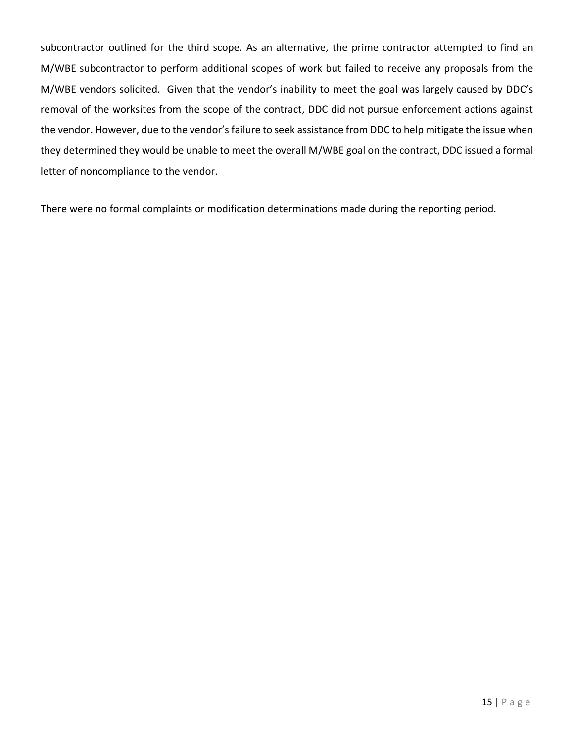subcontractor outlined for the third scope. As an alternative, the prime contractor attempted to find an M/WBE subcontractor to perform additional scopes of work but failed to receive any proposals from the M/WBE vendors solicited. Given that the vendor's inability to meet the goal was largely caused by DDC's removal of the worksites from the scope of the contract, DDC did not pursue enforcement actions against the vendor. However, due to the vendor's failure to seek assistance from DDC to help mitigate the issue when they determined they would be unable to meet the overall M/WBE goal on the contract, DDC issued a formal letter of noncompliance to the vendor.

There were no formal complaints or modification determinations made during the reporting period.